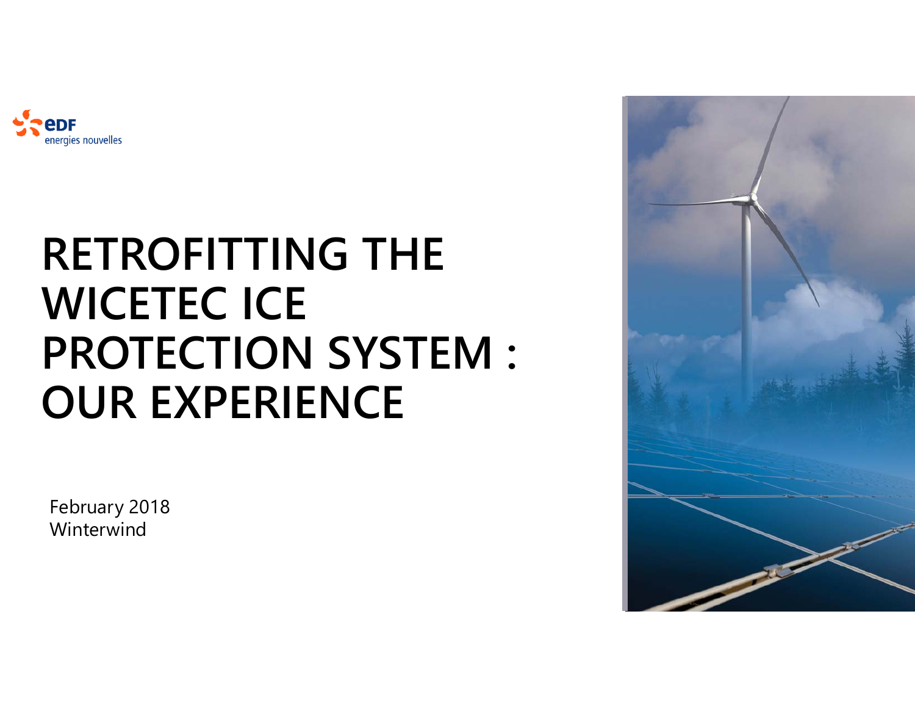edf energies nouvelles

# RETROFITTING THE WICETEC ICE PROTECTION SYSTEM : OUR EXPERIENCE

February 2018
Winterwind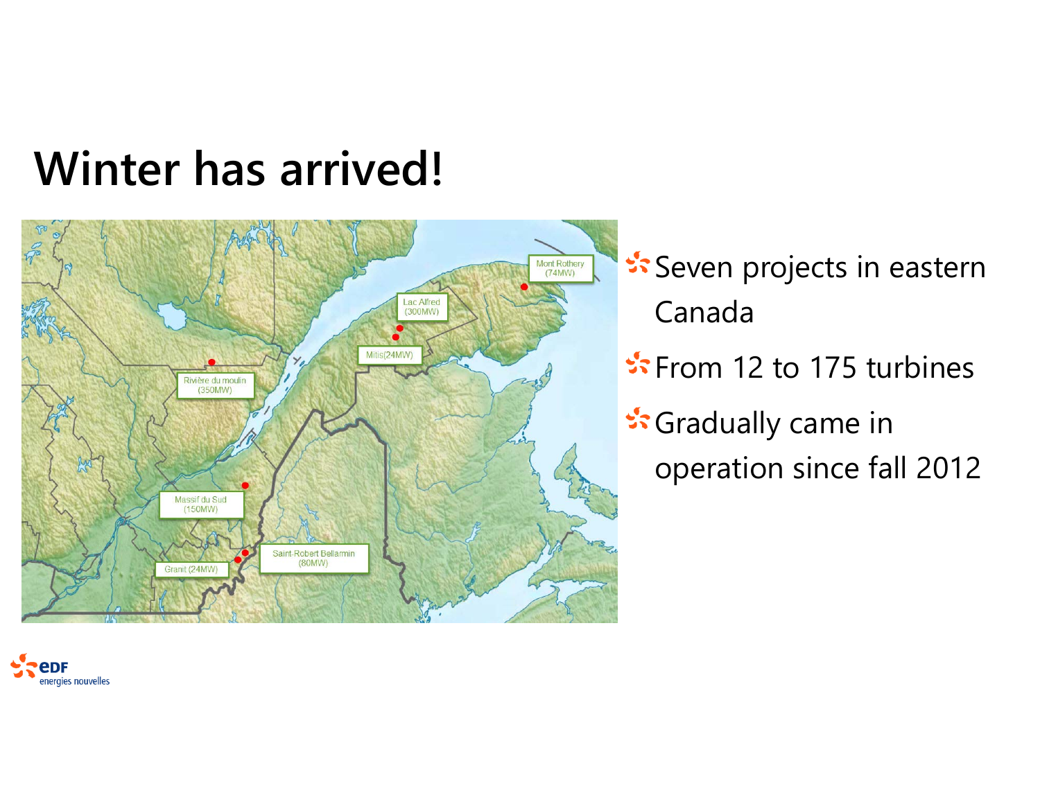# Winter has arrived!

Mont Rothery (74MW)

Lac Alfred (300MW)

Mitis(24MW)

Rivière du moulin (350MW)

Massif du Sud (150MW)

Saint-Robert Bellarmin (80MW)

Granit (24MW)

- Seven projects in eastern Canada
- From 12 to 175 turbines
- Gradually came in operation since fall 2012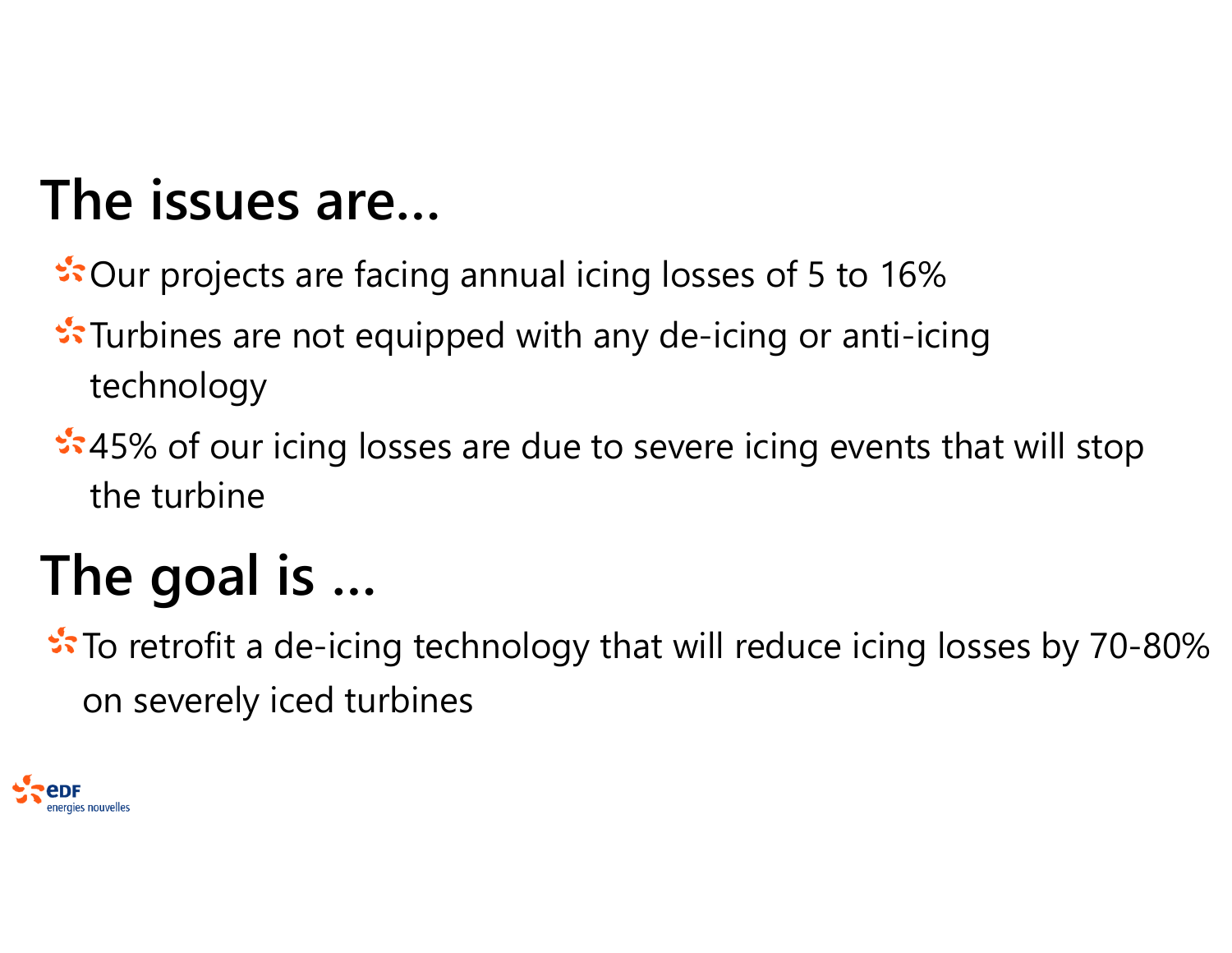# The issues are…

- Our projects are facing annual icing losses of 5 to 16%
- Turbines are not equipped with any de-icing or anti-icing technology
- 45% of our icing losses are due to severe icing events that will stop the turbine

# The goal is …

- To retrofit a de-icing technology that will reduce icing losses by 70-80% on severely iced turbines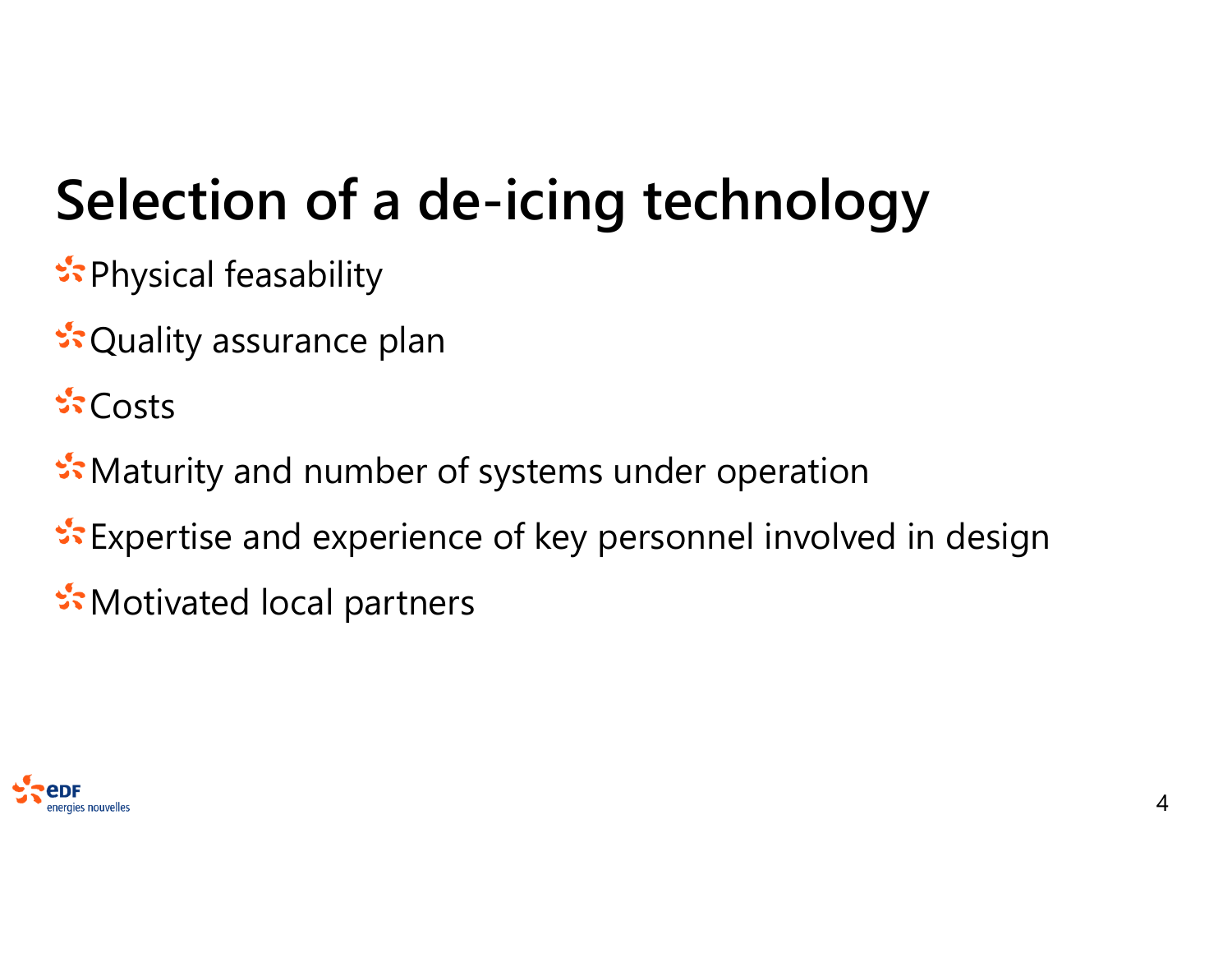# Selection of a de-icing technology

- Physical feasability
- Quality assurance plan
- Costs
- Maturity and number of systems under operation
- Expertise and experience of key personnel involved in design
- Motivated local partners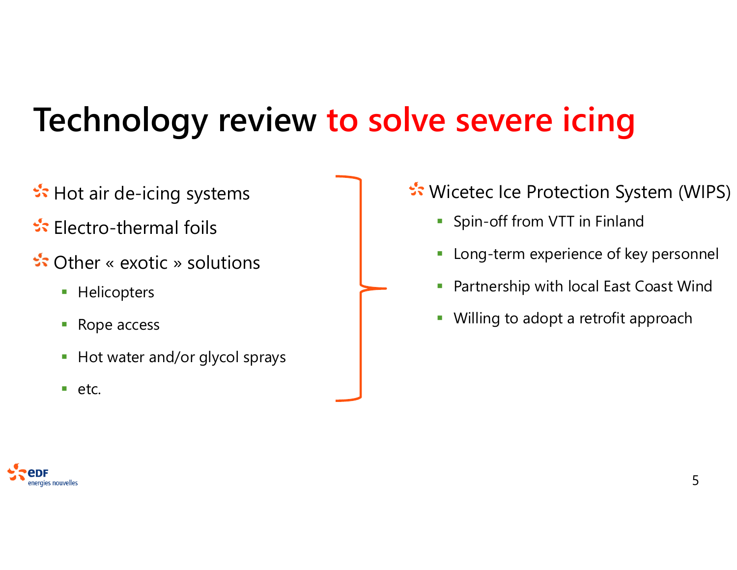# Technology review to solve severe icing

- Hot air de-icing systems
- Electro-thermal foils
- Other « exotic » solutions
  - Helicopters
  - Rope access
  - Hot water and/or glycol sprays
  - etc.

- Wicetec Ice Protection System (WIPS)
  - Spin-off from VTT in Finland
  - Long-term experience of key personnel
  - Partnership with local East Coast Wind
  - Willing to adopt a retrofit approach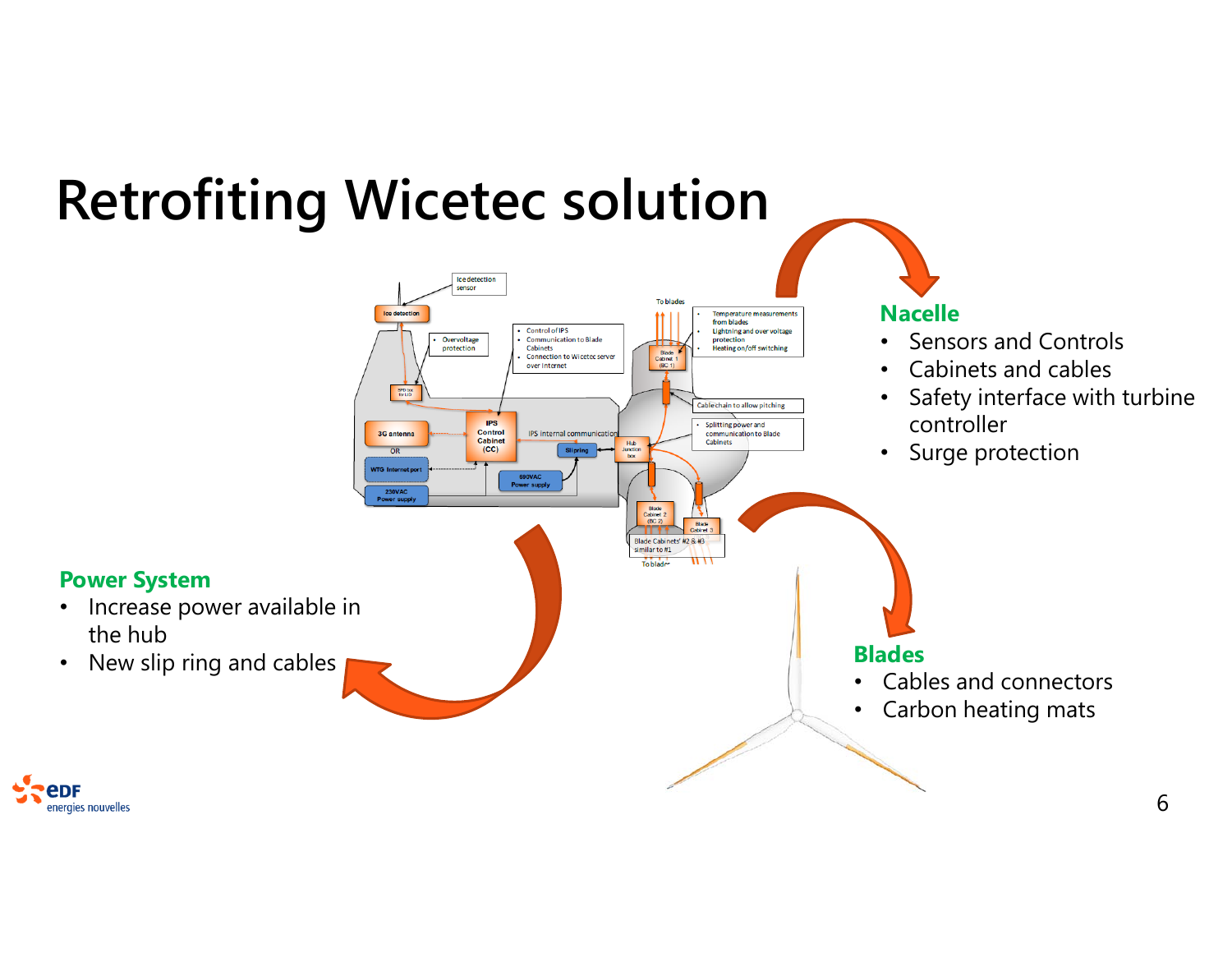# Retrofiting Wicetec solution

## Nacelle

- Sensors and Controls
- Cabinets and cables
- Safety interface with turbine controller
- Surge protection

## Power System

- Increase power available in the hub
- New slip ring and cables

## Blades

- Cables and connectors
- Carbon heating mats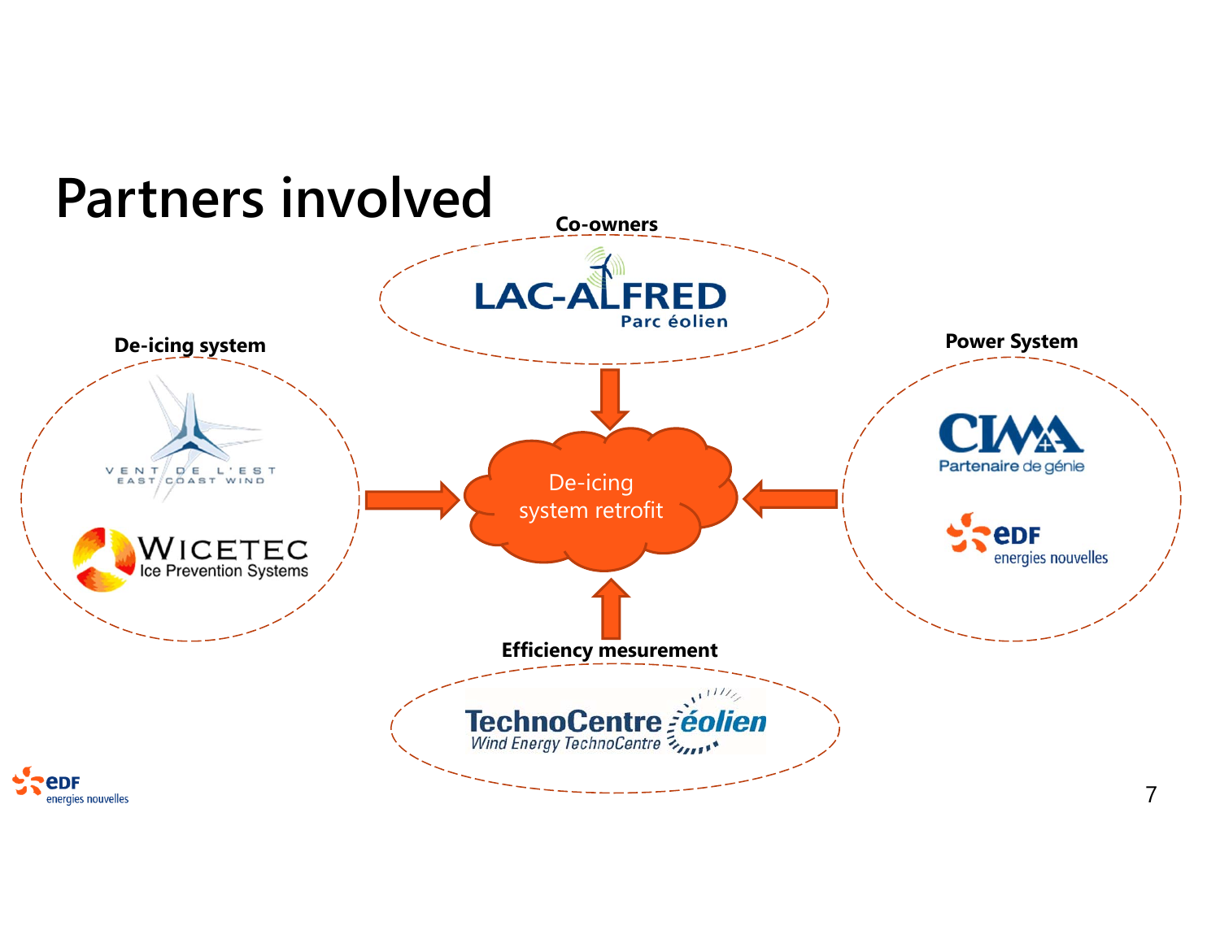# Partners involved

**Co-owners**

LAC-ALFRED Parc éolien

**De-icing system**

VENT DE L'EST EAST COAST WIND

WICETEC Ice Prevention Systems

**Power System**

CIMA+ Partenaire de génie

EDF energies nouvelles

**Efficiency mesurement**

TechnoCentre éolien Wind Energy TechnoCentre

De-icing system retrofit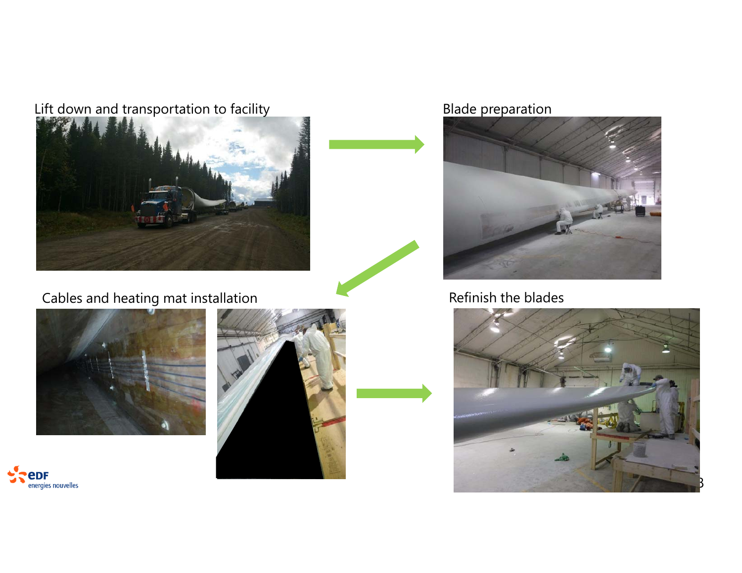Lift down and transportation to facility

Blade preparation

Cables and heating mat installation

Refinish the blades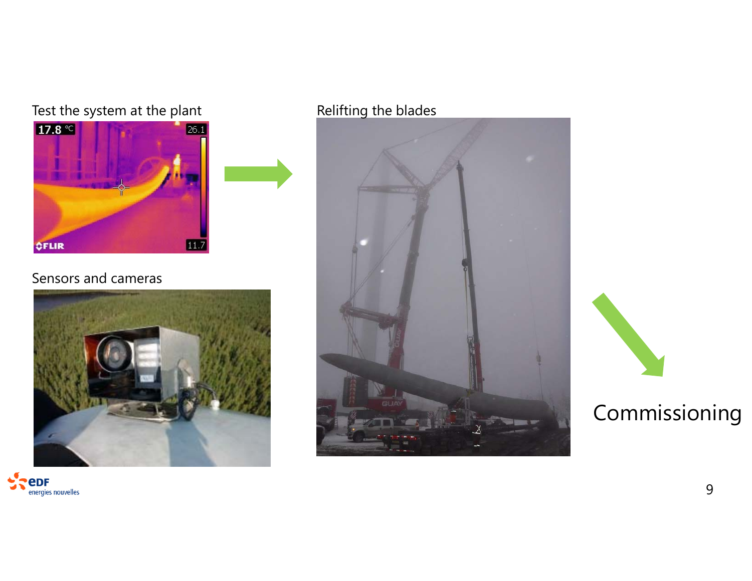Test the system at the plant

Sensors and cameras

Relifting the blades

Commissioning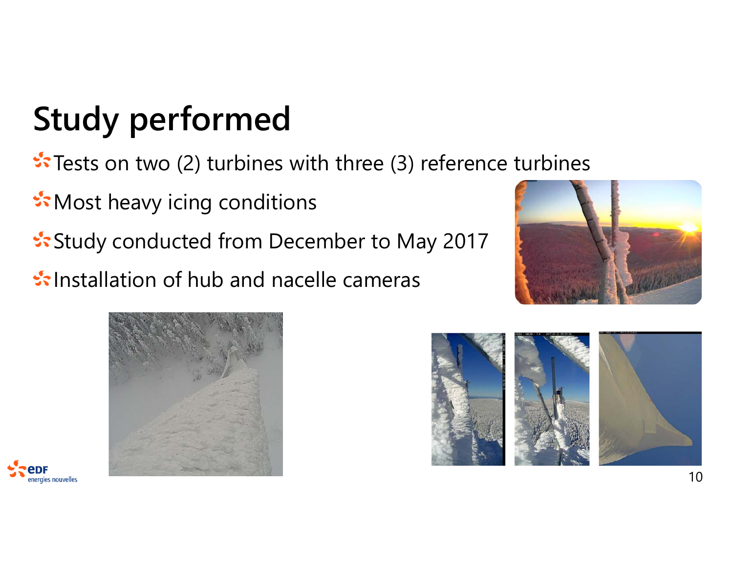# Study performed

- Tests on two (2) turbines with three (3) reference turbines
- Most heavy icing conditions
- Study conducted from December to May 2017
- Installation of hub and nacelle cameras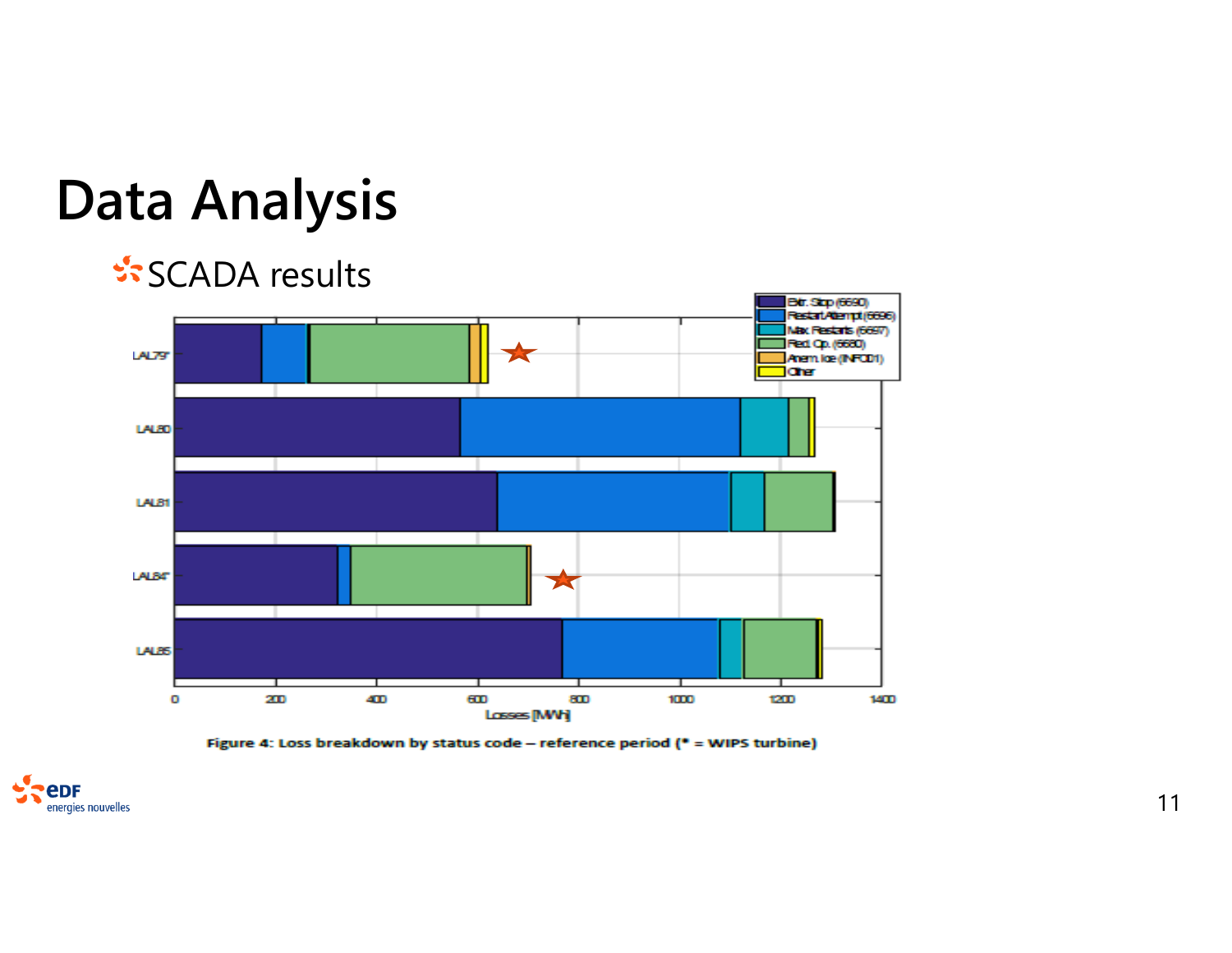# Data Analysis

- SCADA results

Figure 4: Loss breakdown by status code – reference period (* = WIPS turbine)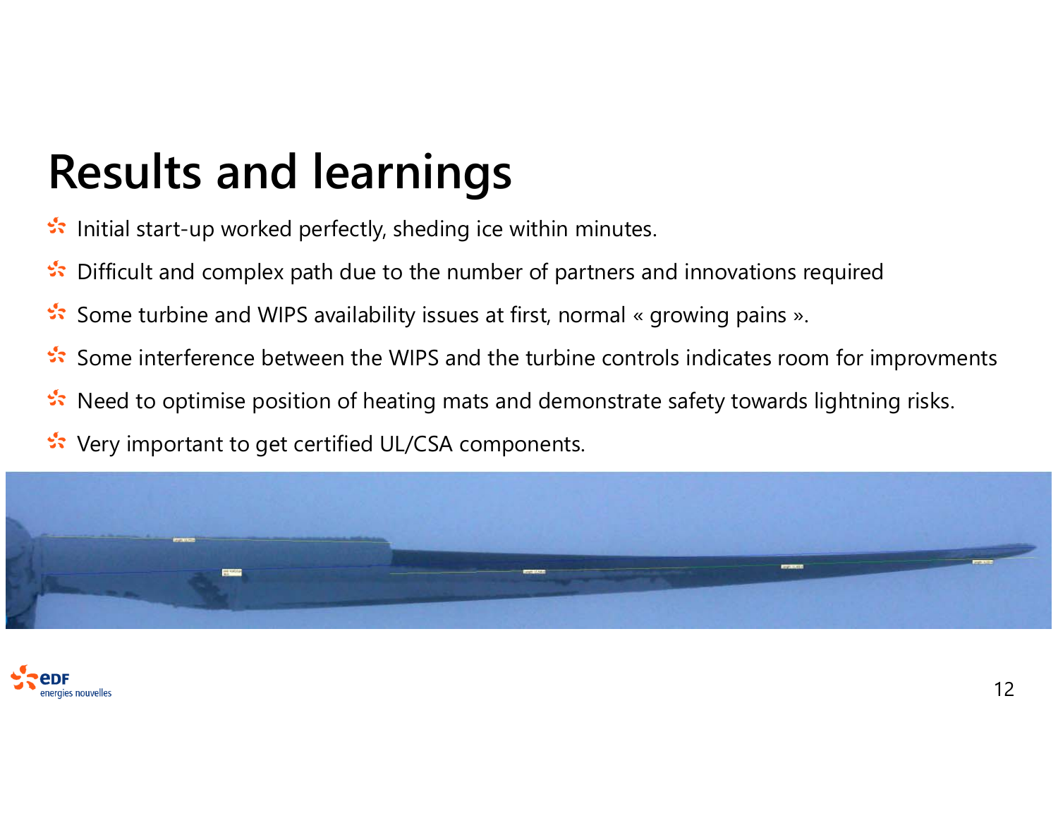# Results and learnings

- Initial start-up worked perfectly, shedding ice within minutes.
- Difficult and complex path due to the number of partners and innovations required
- Some turbine and WIPS availability issues at first, normal « growing pains ».
- Some interference between the WIPS and the turbine controls indicates room for improvments
- Need to optimise position of heating mats and demonstrate safety towards lightning risks.
- Very important to get certified UL/CSA components.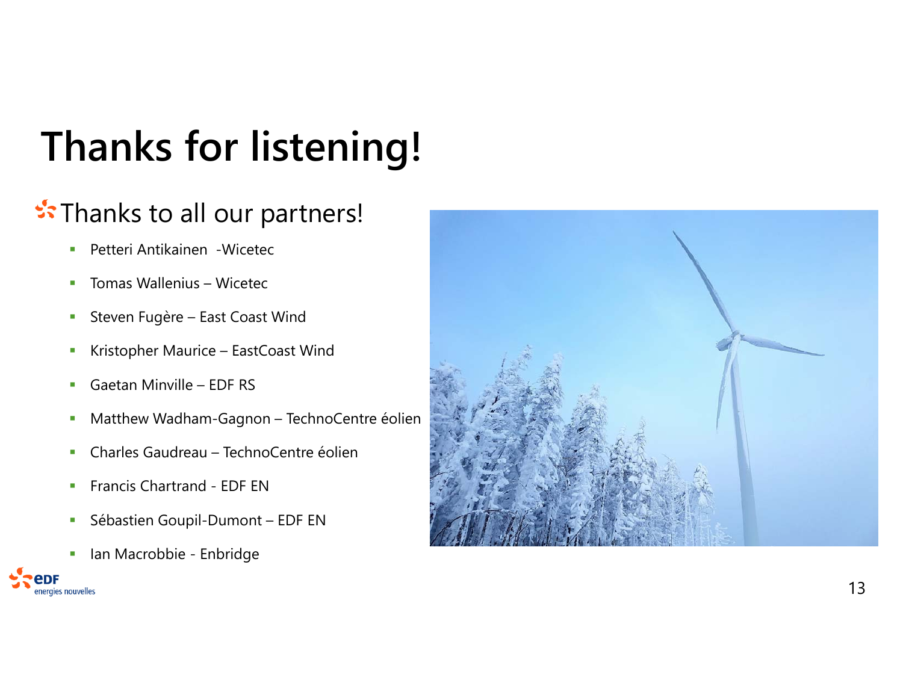# Thanks for listening!

## Thanks to all our partners!

- Petteri Antikainen -Wicetec
- Tomas Wallenius – Wicetec
- Steven Fugère – East Coast Wind
- Kristopher Maurice – EastCoast Wind
- Gaetan Minville – EDF RS
- Matthew Wadham-Gagnon – TechnoCentre éolien
- Charles Gaudreau – TechnoCentre éolien
- Francis Chartrand - EDF EN
- Sébastien Goupil-Dumont – EDF EN
- Ian Macrobbie - Enbridge